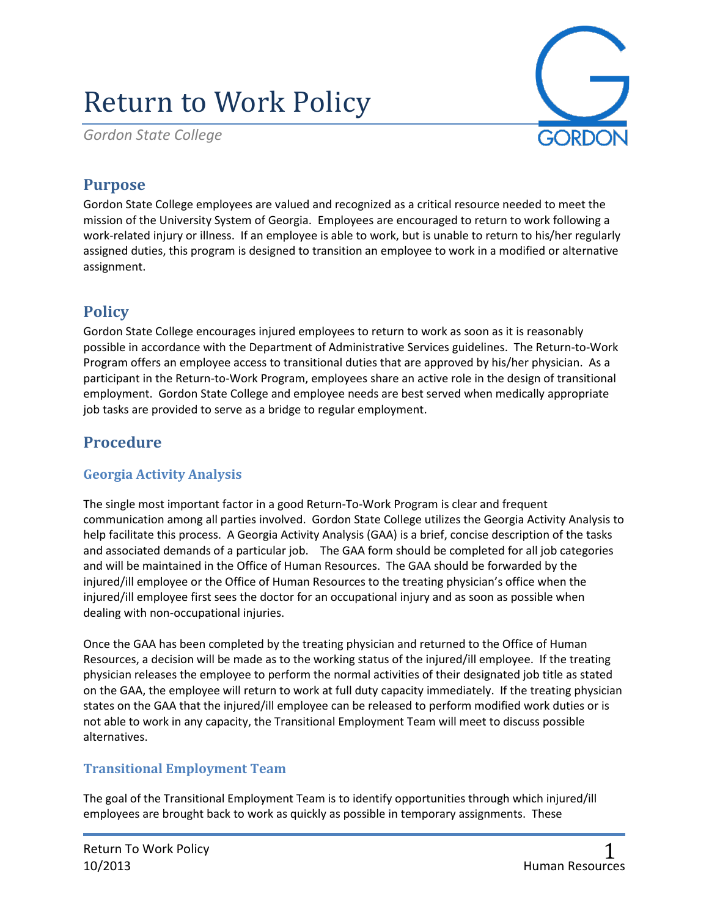# Return to Work Policy

*Gordon State College*

## Purpose

Gordon State College employees are valued and recognized as a critical resource needed to meet the mission of the University System of Georgia. Employees are encouraged to return to work following a work-related injury or illness. If an employee is able to work, but is unable to return to his/her regularly assigned duties, this program is designed to transition an employee to work in a modified or alternative assignment.

## Policy

Gordon State College encourages injured employees to return to work as soon as it is reasonably possible in accordance with the Department of Administrative Services guidelines. The Return-to-Work Program offers an employee access to transitional duties that are approved by his/her physician. As a participant in the Return-to-Work Program, employees share an active role in the design of transitional employment. Gordon State College and employee needs are best served when medically appropriate job tasks are provided to serve as a bridge to regular employment.

## Procedure

### Georgia Activity Analysis

The single most important factor in a good Return-To-Work Program is clear and frequent communication among all parties involved. Gordon State College utilizes the Georgia Activity Analysis to help facilitate this process. A Georgia Activity Analysis (GAA) is a brief, concise description of the tasks and associated demands of a particular job. The GAA form should be completed for all job categories and will be maintained in the Office of Human Resources. The GAA should be forwarded by the injured/ill employee or the Office of Human Resources to the treating physician's office when the injured/ill employee first sees the doctor for an occupational injury and as soon as possible when dealing with non-occupational injuries.

Once the GAA has been completed by the treating physician and returned to the Office of Human Resources, a decision will be made as to the working status of the injured/ill employee. If the treating physician releases the employee to perform the normal activities of their designated job title as stated on the GAA, the employee will return to work at full duty capacity immediately. If the treating physician states on the GAA that the injured/ill employee can be released to perform modified work duties or is not able to work in any capacity, the Transitional Employment Team will meet to discuss possible alternatives.

### Transitional Employment Team

The goal of the Transitional Employment Team is to identify opportunities through which injured/ill employees are brought back to work as quickly as possible in temporary assignments. These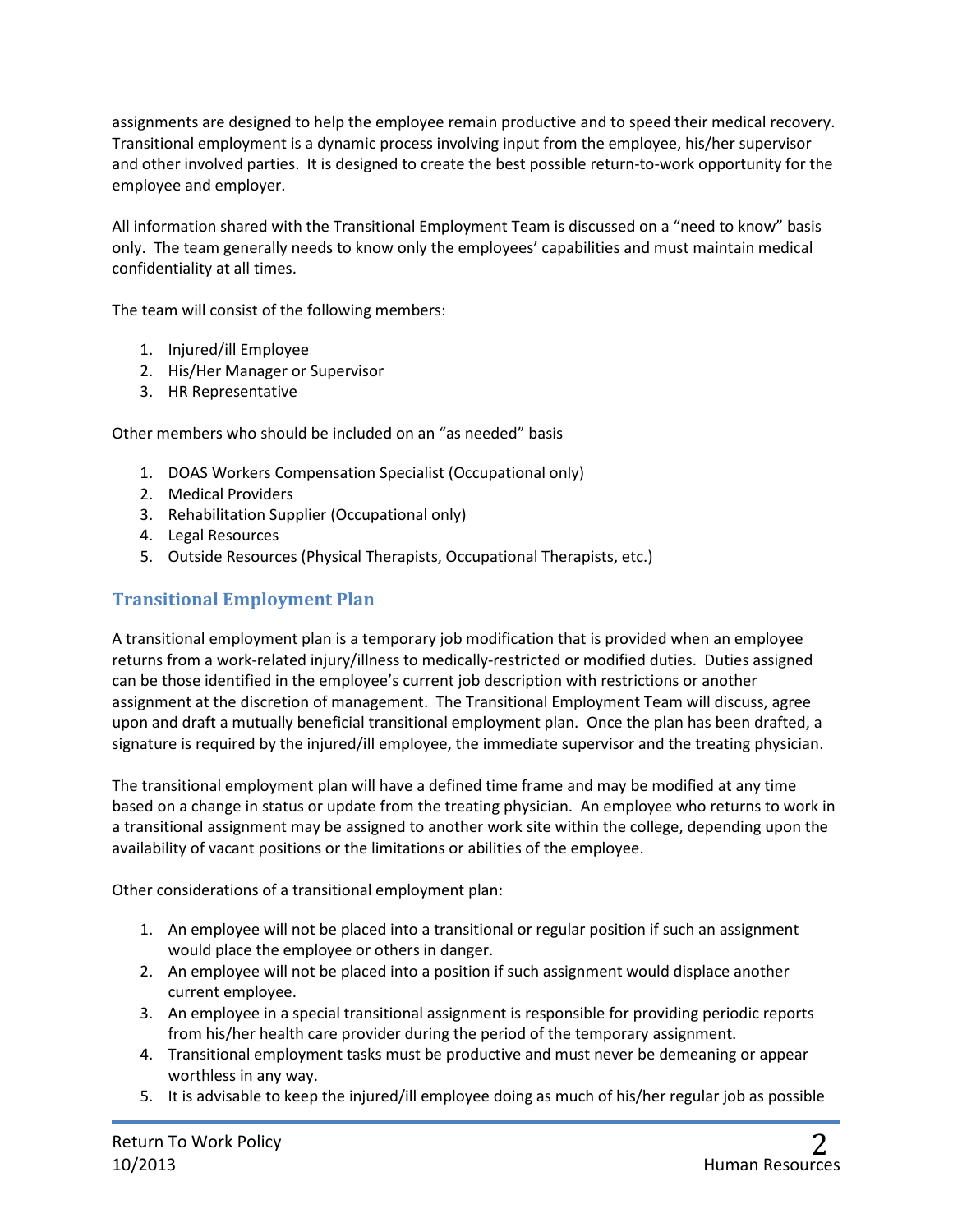assignments are designed to help the employee remain productive and to speed their medical recovery. Transitional employment is a dynamic process involving input from the employee, his/her supervisor and other involved parties. It is designed to create the best possible return-to-work opportunity for the employee and employer.

All information shared with the Transitional Employment Team is discussed on a "need to know" basis only. The team generally needs to know only the employees' capabilities and must maintain medical confidentiality at all times.

The team will consist of the following members:

1. Injured/ill Employee
2. His/Her Manager or Supervisor
3. HR Representative

Other members who should be included on an "as needed" basis

1. DOAS Workers Compensation Specialist (Occupational only)
2. Medical Providers
3. Rehabilitation Supplier (Occupational only)
4. Legal Resources
5. Outside Resources (Physical Therapists, Occupational Therapists, etc.)

## Transitional Employment Plan

A transitional employment plan is a temporary job modification that is provided when an employee returns from a work-related injury/illness to medically-restricted or modified duties. Duties assigned can be those identified in the employee's current job description with restrictions or another assignment at the discretion of management. The Transitional Employment Team will discuss, agree upon and draft a mutually beneficial transitional employment plan. Once the plan has been drafted, a signature is required by the injured/ill employee, the immediate supervisor and the treating physician.

The transitional employment plan will have a defined time frame and may be modified at any time based on a change in status or update from the treating physician. An employee who returns to work in a transitional assignment may be assigned to another work site within the college, depending upon the availability of vacant positions or the limitations or abilities of the employee.

Other considerations of a transitional employment plan:

1. An employee will not be placed into a transitional or regular position if such an assignment would place the employee or others in danger.
2. An employee will not be placed into a position if such assignment would displace another current employee.
3. An employee in a special transitional assignment is responsible for providing periodic reports from his/her health care provider during the period of the temporary assignment.
4. Transitional employment tasks must be productive and must never be demeaning or appear worthless in any way.
5. It is advisable to keep the injured/ill employee doing as much of his/her regular job as possible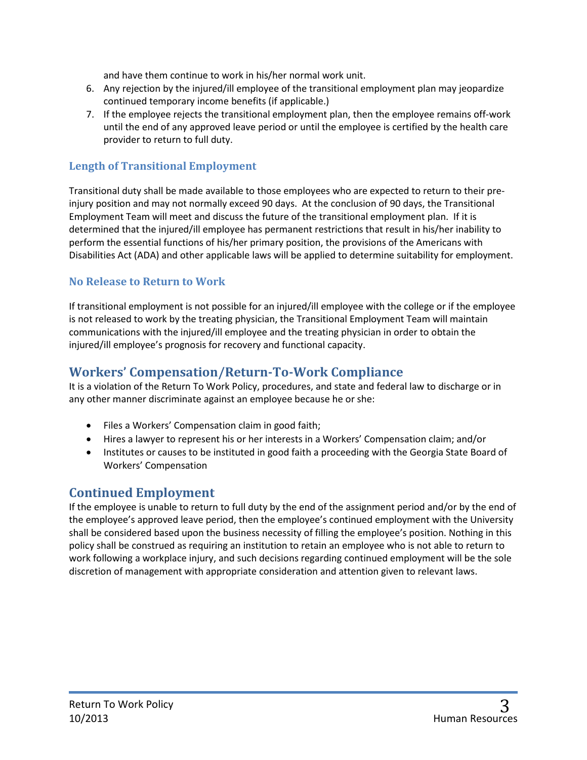and have them continue to work in his/her normal work unit.

6. Any rejection by the injured/ill employee of the transitional employment plan may jeopardize continued temporary income benefits (if applicable.)
7. If the employee rejects the transitional employment plan, then the employee remains off-work until the end of any approved leave period or until the employee is certified by the health care provider to return to full duty.

### Length of Transitional Employment

Transitional duty shall be made available to those employees who are expected to return to their pre-injury position and may not normally exceed 90 days. At the conclusion of 90 days, the Transitional Employment Team will meet and discuss the future of the transitional employment plan. If it is determined that the injured/ill employee has permanent restrictions that result in his/her inability to perform the essential functions of his/her primary position, the provisions of the Americans with Disabilities Act (ADA) and other applicable laws will be applied to determine suitability for employment.

### No Release to Return to Work

If transitional employment is not possible for an injured/ill employee with the college or if the employee is not released to work by the treating physician, the Transitional Employment Team will maintain communications with the injured/ill employee and the treating physician in order to obtain the injured/ill employee's prognosis for recovery and functional capacity.

## Workers' Compensation/Return-To-Work Compliance

It is a violation of the Return To Work Policy, procedures, and state and federal law to discharge or in any other manner discriminate against an employee because he or she:

- Files a Workers' Compensation claim in good faith;
- Hires a lawyer to represent his or her interests in a Workers' Compensation claim; and/or
- Institutes or causes to be instituted in good faith a proceeding with the Georgia State Board of Workers' Compensation

## Continued Employment

If the employee is unable to return to full duty by the end of the assignment period and/or by the end of the employee's approved leave period, then the employee's continued employment with the University shall be considered based upon the business necessity of filling the employee's position. Nothing in this policy shall be construed as requiring an institution to retain an employee who is not able to return to work following a workplace injury, and such decisions regarding continued employment will be the sole discretion of management with appropriate consideration and attention given to relevant laws.